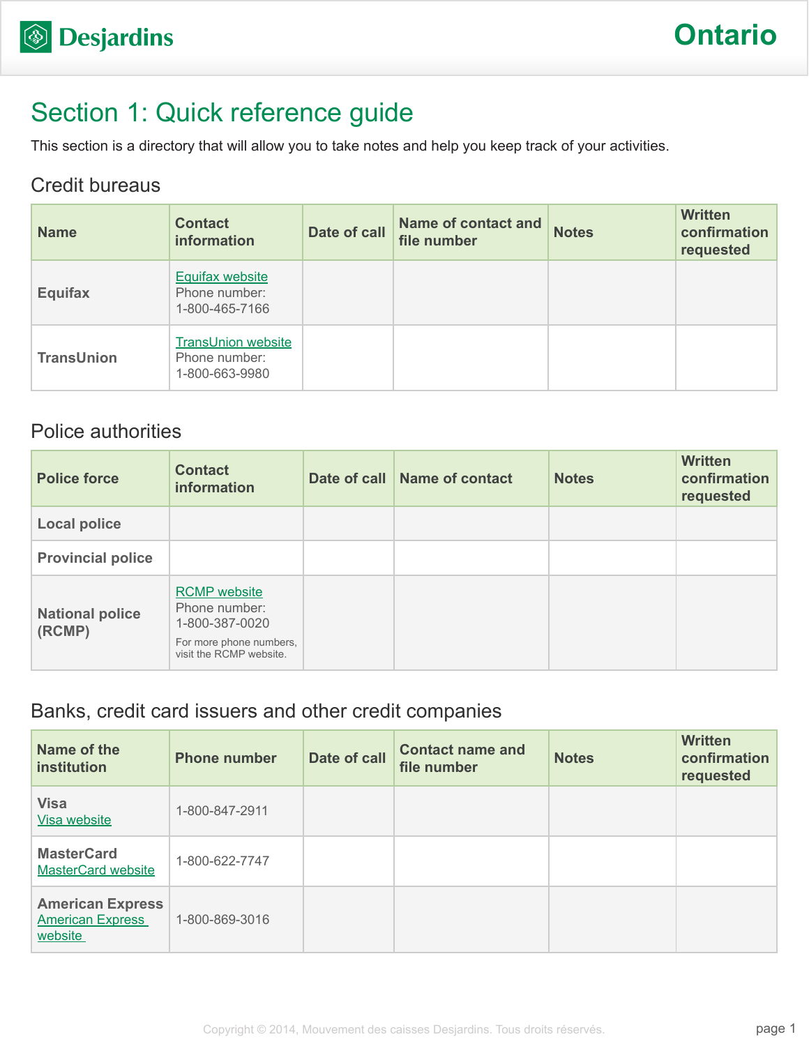Desjardins

Ontario

# Section 1: Quick reference guide

This section is a directory that will allow you to take notes and help you keep track of your activities.

## Credit bureaus

| Name | Contact information | Date of call | Name of contact and file number | Notes | Written confirmation requested |
| --- | --- | --- | --- | --- | --- |
| **Equifax** | Equifax website<br>Phone number:<br>1-800-465-7166 | | | | |
| **TransUnion** | TransUnion website<br>Phone number:<br>1-800-663-9980 | | | | |

## Police authorities

| Police force | Contact information | Date of call | Name of contact | Notes | Written confirmation requested |
| --- | --- | --- | --- | --- | --- |
| **Local police** | | | | | |
| **Provincial police** | | | | | |
| **National police (RCMP)** | RCMP website<br>Phone number:<br>1-800-387-0020<br>For more phone numbers, visit the RCMP website. | | | | |

## Banks, credit card issuers and other credit companies

| Name of the institution | Phone number | Date of call | Contact name and file number | Notes | Written confirmation requested |
| --- | --- | --- | --- | --- | --- |
| **Visa**<br>Visa website | 1-800-847-2911 | | | | |
| **MasterCard**<br>MasterCard website | 1-800-622-7747 | | | | |
| **American Express**<br>American Express website | 1-800-869-3016 | | | | |

Copyright © 2014, Mouvement des caisses Desjardins. Tous droits réservés.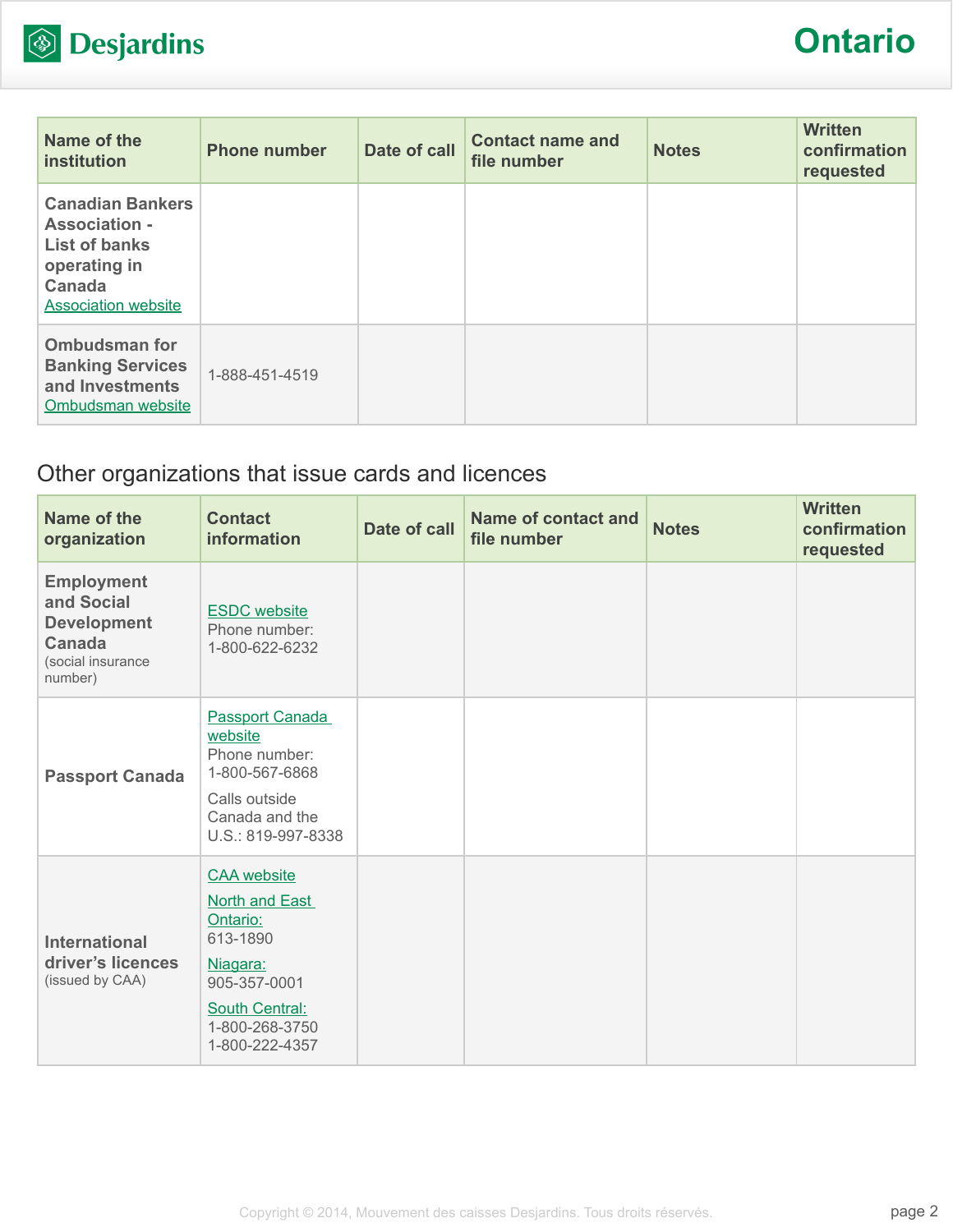| Name of the institution | Phone number | Date of call | Contact name and file number | Notes | Written confirmation requested |
|---|---|---|---|---|---|
| **Canadian Bankers Association - List of banks operating in Canada** Association website | | | | | |
| **Ombudsman for Banking Services and Investments** Ombudsman website | 1-888-451-4519 | | | | |

## Other organizations that issue cards and licences

| Name of the organization | Contact information | Date of call | Name of contact and file number | Notes | Written confirmation requested |
|---|---|---|---|---|---|
| **Employment and Social Development Canada** (social insurance number) | ESDC website Phone number: 1-800-622-6232 | | | | |
| **Passport Canada** | Passport Canada website Phone number: 1-800-567-6868 Calls outside Canada and the U.S.: 819-997-8338 | | | | |
| **International driver's licences** (issued by CAA) | CAA website North and East Ontario: 613-1890 Niagara: 905-357-0001 South Central: 1-800-268-3750 1-800-222-4357 | | | | |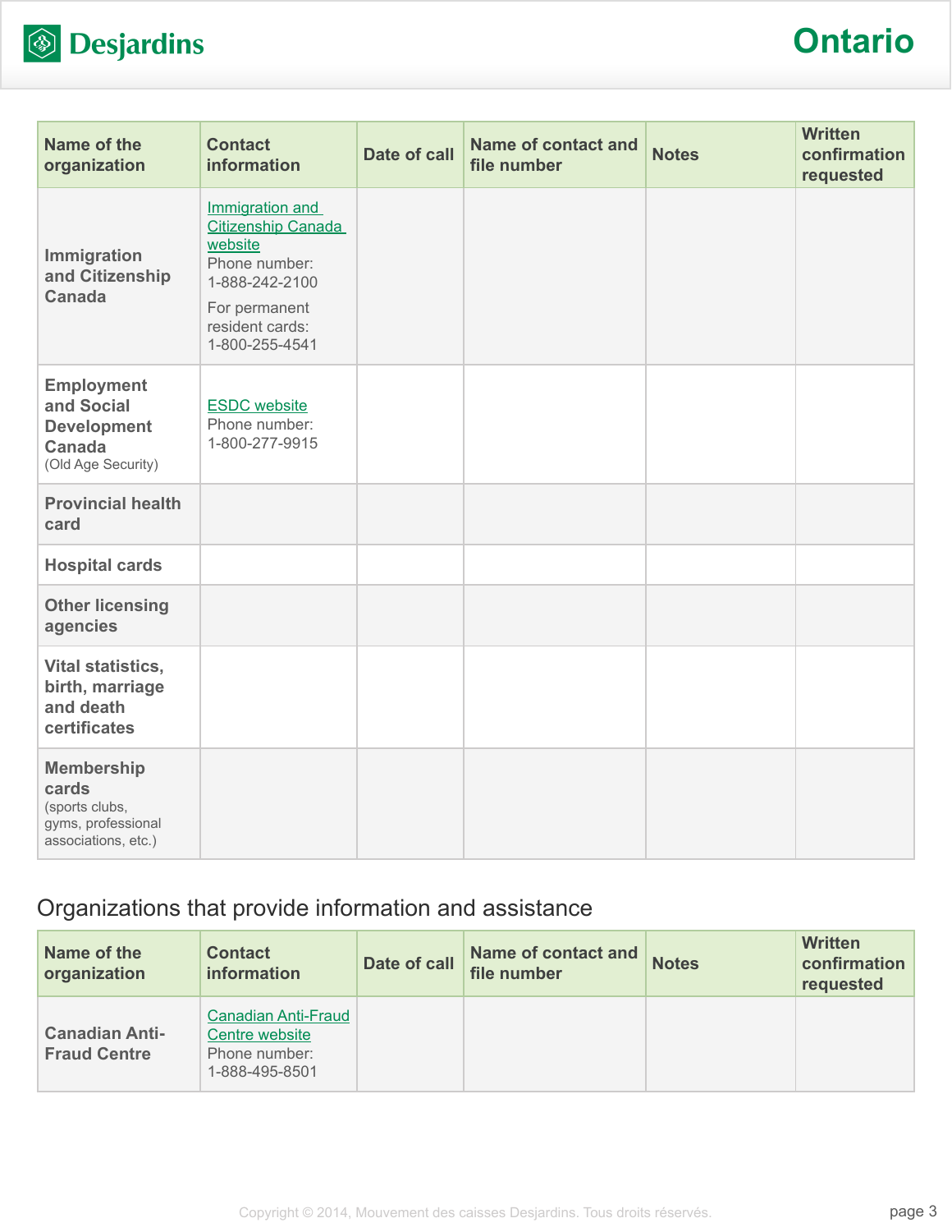| Name of the organization | Contact information | Date of call | Name of contact and file number | Notes | Written confirmation requested |
|---|---|---|---|---|---|
| Immigration and Citizenship Canada | Immigration and Citizenship Canada website<br>Phone number: 1-888-242-2100<br>For permanent resident cards: 1-800-255-4541 | | | | |
| Employment and Social Development Canada (Old Age Security) | ESDC website<br>Phone number: 1-800-277-9915 | | | | |
| Provincial health card | | | | | |
| Hospital cards | | | | | |
| Other licensing agencies | | | | | |
| Vital statistics, birth, marriage and death certificates | | | | | |
| Membership cards (sports clubs, gyms, professional associations, etc.) | | | | | |

## Organizations that provide information and assistance

| Name of the organization | Contact information | Date of call | Name of contact and file number | Notes | Written confirmation requested |
|---|---|---|---|---|---|
| Canadian Anti-Fraud Centre | Canadian Anti-Fraud Centre website<br>Phone number: 1-888-495-8501 | | | | |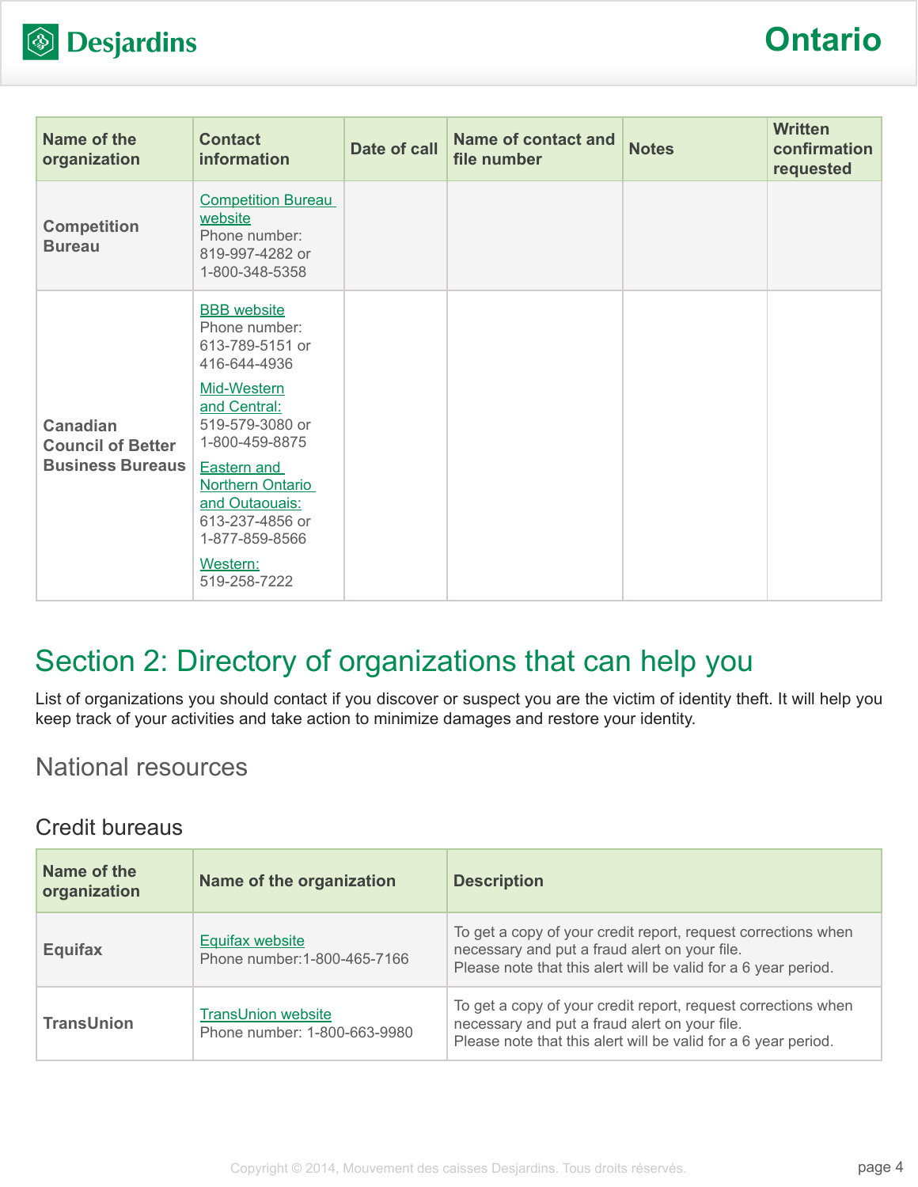| Name of the organization | Contact information | Date of call | Name of contact and file number | Notes | Written confirmation requested |
|---|---|---|---|---|---|
| Competition Bureau | Competition Bureau website<br>Phone number: 819-997-4282 or 1-800-348-5358 | | | | |
| Canadian Council of Better Business Bureaus | BBB website<br>Phone number: 613-789-5151 or 416-644-4936<br>Mid-Western and Central: 519-579-3080 or 1-800-459-8875<br>Eastern and Northern Ontario and Outaouais: 613-237-4856 or 1-877-859-8566<br>Western: 519-258-7222 | | | | |

## Section 2: Directory of organizations that can help you

List of organizations you should contact if you discover or suspect you are the victim of identity theft. It will help you keep track of your activities and take action to minimize damages and restore your identity.

### National resources

#### Credit bureaus

| Name of the organization | Name of the organization | Description |
|---|---|---|
| Equifax | Equifax website<br>Phone number:1-800-465-7166 | To get a copy of your credit report, request corrections when necessary and put a fraud alert on your file.<br>Please note that this alert will be valid for a 6 year period. |
| TransUnion | TransUnion website<br>Phone number: 1-800-663-9980 | To get a copy of your credit report, request corrections when necessary and put a fraud alert on your file.<br>Please note that this alert will be valid for a 6 year period. |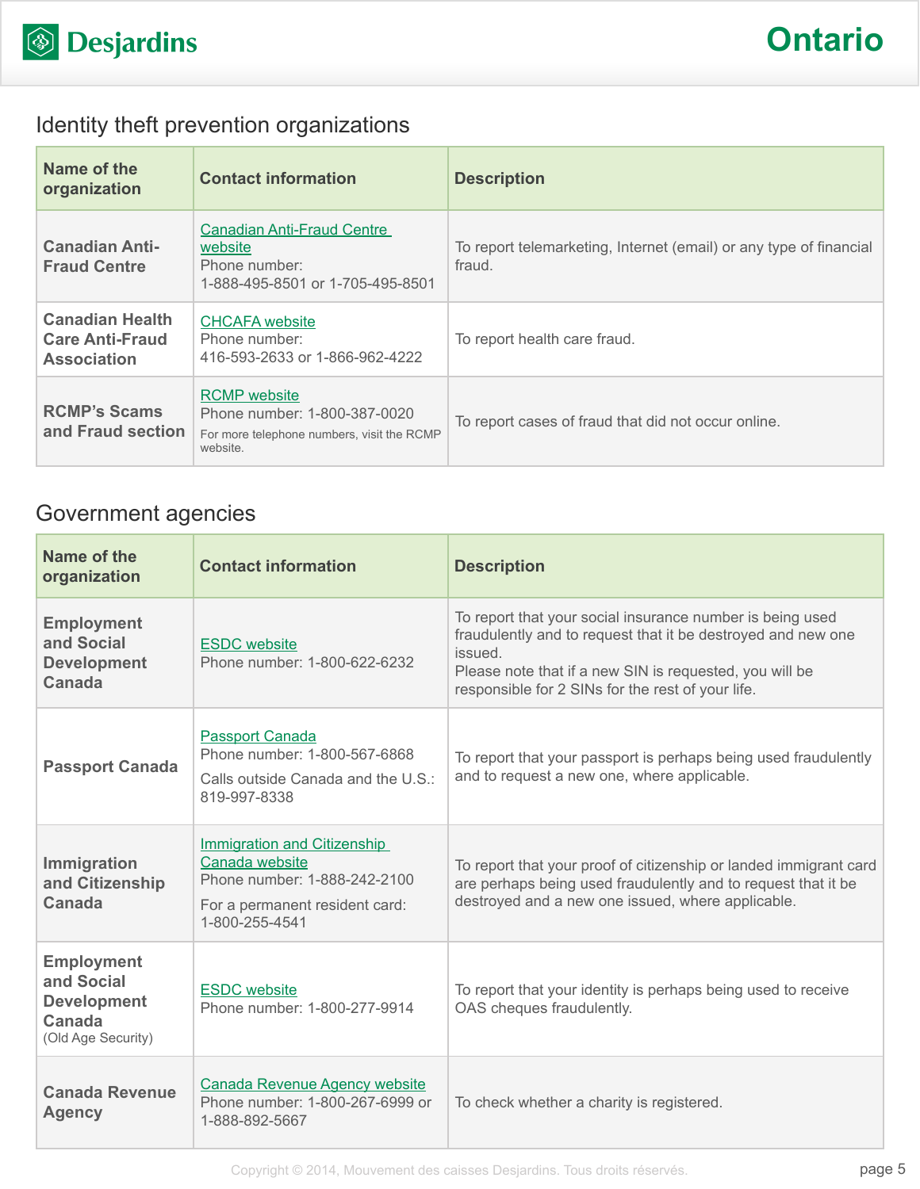## Identity theft prevention organizations

| Name of the organization | Contact information | Description |
|---|---|---|
| **Canadian Anti-Fraud Centre** | Canadian Anti-Fraud Centre website<br>Phone number:<br>1-888-495-8501 or 1-705-495-8501 | To report telemarketing, Internet (email) or any type of financial fraud. |
| **Canadian Health Care Anti-Fraud Association** | CHCAFA website<br>Phone number:<br>416-593-2633 or 1-866-962-4222 | To report health care fraud. |
| **RCMP's Scams and Fraud section** | RCMP website<br>Phone number: 1-800-387-0020<br>For more telephone numbers, visit the RCMP website. | To report cases of fraud that did not occur online. |

## Government agencies

| Name of the organization | Contact information | Description |
|---|---|---|
| **Employment and Social Development Canada** | ESDC website<br>Phone number: 1-800-622-6232 | To report that your social insurance number is being used fraudulently and to request that it be destroyed and new one issued.<br>Please note that if a new SIN is requested, you will be responsible for 2 SINs for the rest of your life. |
| **Passport Canada** | Passport Canada<br>Phone number: 1-800-567-6868<br>Calls outside Canada and the U.S.: 819-997-8338 | To report that your passport is perhaps being used fraudulently and to request a new one, where applicable. |
| **Immigration and Citizenship Canada** | Immigration and Citizenship Canada website<br>Phone number: 1-888-242-2100<br>For a permanent resident card: 1-800-255-4541 | To report that your proof of citizenship or landed immigrant card are perhaps being used fraudulently and to request that it be destroyed and a new one issued, where applicable. |
| **Employment and Social Development Canada** (Old Age Security) | ESDC website<br>Phone number: 1-800-277-9914 | To report that your identity is perhaps being used to receive OAS cheques fraudulently. |
| **Canada Revenue Agency** | Canada Revenue Agency website<br>Phone number: 1-800-267-6999 or 1-888-892-5667 | To check whether a charity is registered. |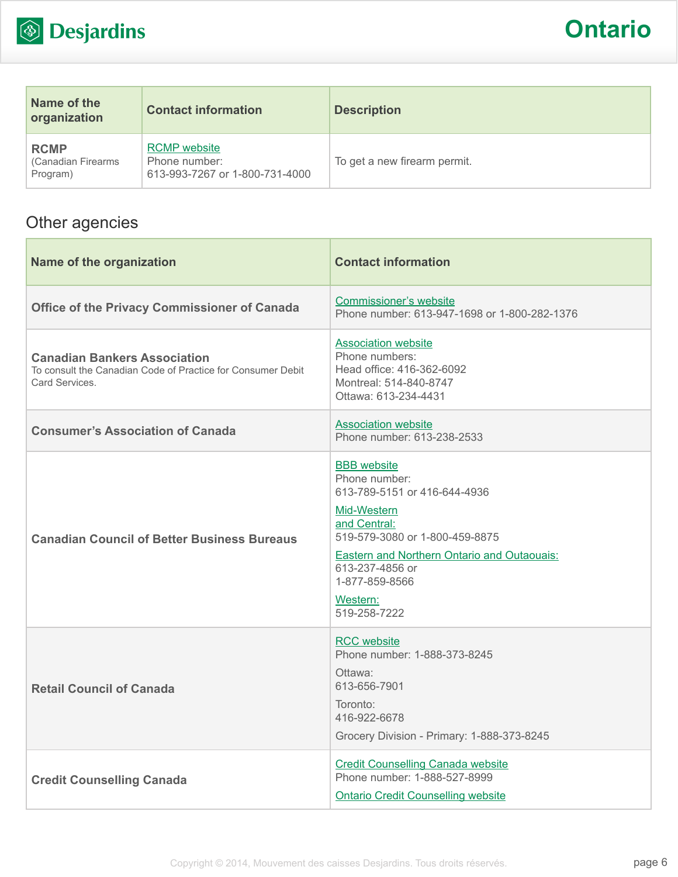| Name of the organization | Contact information | Description |
|---|---|---|
| **RCMP** (Canadian Firearms Program) | RCMP website<br>Phone number:<br>613-993-7267 or 1-800-731-4000 | To get a new firearm permit. |

## Other agencies

| Name of the organization | Contact information |
|---|---|
| **Office of the Privacy Commissioner of Canada** | Commissioner's website<br>Phone number: 613-947-1698 or 1-800-282-1376 |
| **Canadian Bankers Association**<br>To consult the Canadian Code of Practice for Consumer Debit Card Services. | Association website<br>Phone numbers:<br>Head office: 416-362-6092<br>Montreal: 514-840-8747<br>Ottawa: 613-234-4431 |
| **Consumer's Association of Canada** | Association website<br>Phone number: 613-238-2533 |
| **Canadian Council of Better Business Bureaus** | BBB website<br>Phone number:<br>613-789-5151 or 416-644-4936<br>Mid-Western and Central:<br>519-579-3080 or 1-800-459-8875<br>Eastern and Northern Ontario and Outaouais:<br>613-237-4856 or<br>1-877-859-8566<br>Western:<br>519-258-7222 |
| **Retail Council of Canada** | RCC website<br>Phone number: 1-888-373-8245<br>Ottawa:<br>613-656-7901<br>Toronto:<br>416-922-6678<br>Grocery Division - Primary: 1-888-373-8245 |
| **Credit Counselling Canada** | Credit Counselling Canada website<br>Phone number: 1-888-527-8999<br>Ontario Credit Counselling website |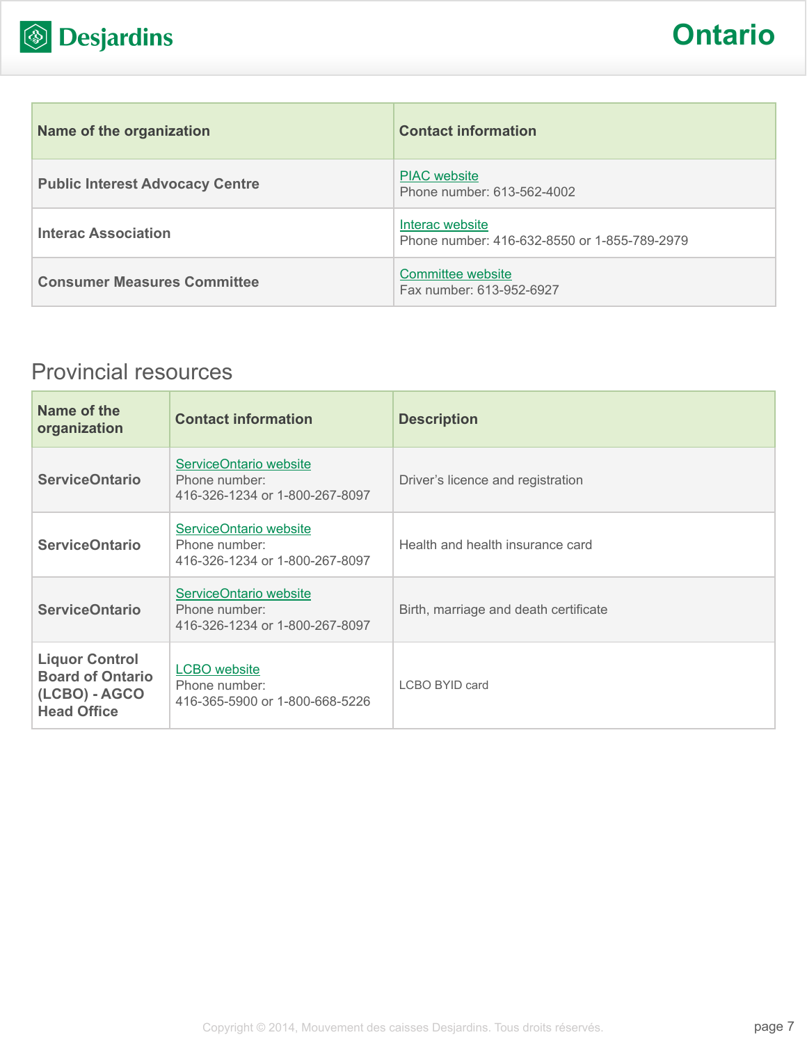| Name of the organization | Contact information |
|---|---|
| **Public Interest Advocacy Centre** | PIAC website<br>Phone number: 613-562-4002 |
| **Interac Association** | Interac website<br>Phone number: 416-632-8550 or 1-855-789-2979 |
| **Consumer Measures Committee** | Committee website<br>Fax number: 613-952-6927 |

## Provincial resources

| Name of the organization | Contact information | Description |
|---|---|---|
| **ServiceOntario** | ServiceOntario website<br>Phone number:<br>416-326-1234 or 1-800-267-8097 | Driver's licence and registration |
| **ServiceOntario** | ServiceOntario website<br>Phone number:<br>416-326-1234 or 1-800-267-8097 | Health and health insurance card |
| **ServiceOntario** | ServiceOntario website<br>Phone number:<br>416-326-1234 or 1-800-267-8097 | Birth, marriage and death certificate |
| **Liquor Control Board of Ontario (LCBO) - AGCO Head Office** | LCBO website<br>Phone number:<br>416-365-5900 or 1-800-668-5226 | LCBO BYID card |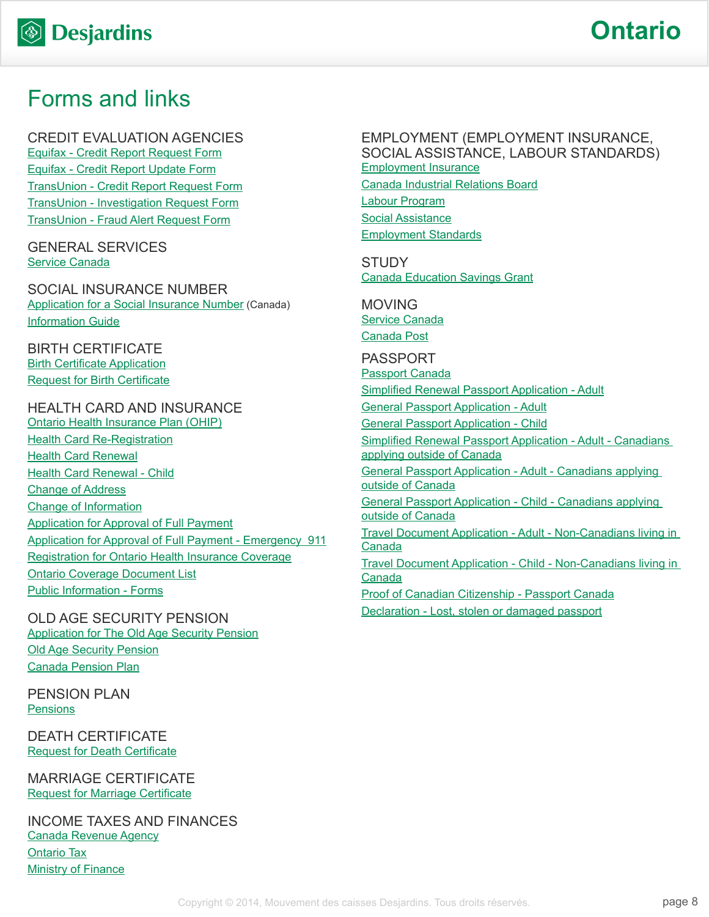# Forms and links

## CREDIT EVALUATION AGENCIES

Equifax - Credit Report Request Form
Equifax - Credit Report Update Form
TransUnion - Credit Report Request Form
TransUnion - Investigation Request Form
TransUnion - Fraud Alert Request Form

## GENERAL SERVICES

Service Canada

## SOCIAL INSURANCE NUMBER

Application for a Social Insurance Number (Canada)
Information Guide

## BIRTH CERTIFICATE

Birth Certificate Application
Request for Birth Certificate

## HEALTH CARD AND INSURANCE

Ontario Health Insurance Plan (OHIP)
Health Card Re-Registration
Health Card Renewal
Health Card Renewal - Child
Change of Address
Change of Information
Application for Approval of Full Payment
Application for Approval of Full Payment - Emergency 911
Registration for Ontario Health Insurance Coverage
Ontario Coverage Document List
Public Information - Forms

## OLD AGE SECURITY PENSION

Application for The Old Age Security Pension
Old Age Security Pension
Canada Pension Plan

## PENSION PLAN

Pensions

## DEATH CERTIFICATE

Request for Death Certificate

## MARRIAGE CERTIFICATE

Request for Marriage Certificate

## INCOME TAXES AND FINANCES

Canada Revenue Agency
Ontario Tax
Ministry of Finance

## EMPLOYMENT (EMPLOYMENT INSURANCE, SOCIAL ASSISTANCE, LABOUR STANDARDS)

Employment Insurance
Canada Industrial Relations Board
Labour Program
Social Assistance
Employment Standards

## STUDY

Canada Education Savings Grant

## MOVING

Service Canada
Canada Post

## PASSPORT

Passport Canada
Simplified Renewal Passport Application - Adult
General Passport Application - Adult
General Passport Application - Child
Simplified Renewal Passport Application - Adult - Canadians applying outside of Canada
General Passport Application - Adult - Canadians applying outside of Canada
General Passport Application - Child - Canadians applying outside of Canada
Travel Document Application - Adult - Non-Canadians living in Canada
Travel Document Application - Child - Non-Canadians living in Canada
Proof of Canadian Citizenship - Passport Canada
Declaration - Lost, stolen or damaged passport

Copyright © 2014, Mouvement des caisses Desjardins. Tous droits réservés.